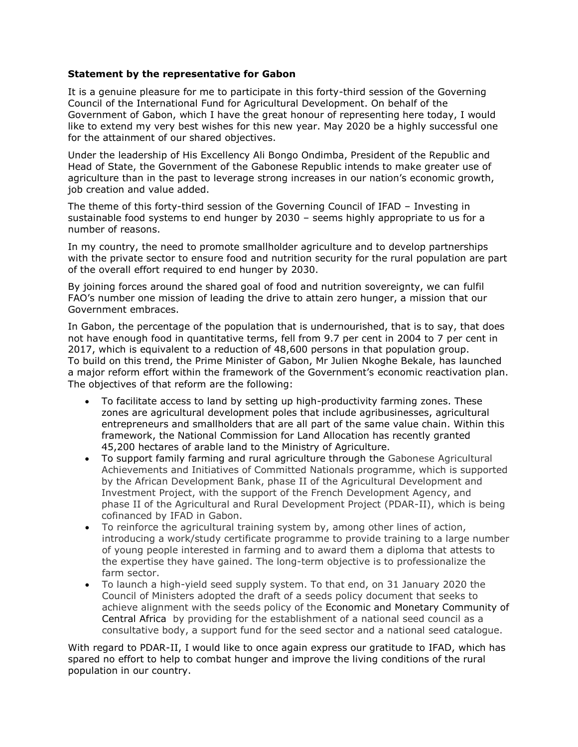**Statement by the representative for Gabon**

It is a genuine pleasure for me to participate in this forty-third session of the Governing Council of the International Fund for Agricultural Development. On behalf of the Government of Gabon, which I have the great honour of representing here today, I would like to extend my very best wishes for this new year. May 2020 be a highly successful one for the attainment of our shared objectives.

Under the leadership of His Excellency Ali Bongo Ondimba, President of the Republic and Head of State, the Government of the Gabonese Republic intends to make greater use of agriculture than in the past to leverage strong increases in our nation's economic growth, job creation and value added.

The theme of this forty-third session of the Governing Council of IFAD – Investing in sustainable food systems to end hunger by 2030 – seems highly appropriate to us for a number of reasons.

In my country, the need to promote smallholder agriculture and to develop partnerships with the private sector to ensure food and nutrition security for the rural population are part of the overall effort required to end hunger by 2030.

By joining forces around the shared goal of food and nutrition sovereignty, we can fulfil FAO's number one mission of leading the drive to attain zero hunger, a mission that our Government embraces.

In Gabon, the percentage of the population that is undernourished, that is to say, that does not have enough food in quantitative terms, fell from 9.7 per cent in 2004 to 7 per cent in 2017, which is equivalent to a reduction of 48,600 persons in that population group. To build on this trend, the Prime Minister of Gabon, Mr Julien Nkoghe Bekale, has launched a major reform effort within the framework of the Government's economic reactivation plan. The objectives of that reform are the following:

- To facilitate access to land by setting up high-productivity farming zones. These zones are agricultural development poles that include agribusinesses, agricultural entrepreneurs and smallholders that are all part of the same value chain. Within this framework, the National Commission for Land Allocation has recently granted 45,200 hectares of arable land to the Ministry of Agriculture.
- To support family farming and rural agriculture through the Gabonese Agricultural Achievements and Initiatives of Committed Nationals programme, which is supported by the African Development Bank, phase II of the Agricultural Development and Investment Project, with the support of the French Development Agency, and phase II of the Agricultural and Rural Development Project (PDAR-II), which is being cofinanced by IFAD in Gabon.
- To reinforce the agricultural training system by, among other lines of action, introducing a work/study certificate programme to provide training to a large number of young people interested in farming and to award them a diploma that attests to the expertise they have gained. The long-term objective is to professionalize the farm sector.
- To launch a high-yield seed supply system. To that end, on 31 January 2020 the Council of Ministers adopted the draft of a seeds policy document that seeks to achieve alignment with the seeds policy of the Economic and Monetary Community of Central Africa by providing for the establishment of a national seed council as a consultative body, a support fund for the seed sector and a national seed catalogue.

With regard to PDAR-II, I would like to once again express our gratitude to IFAD, which has spared no effort to help to combat hunger and improve the living conditions of the rural population in our country.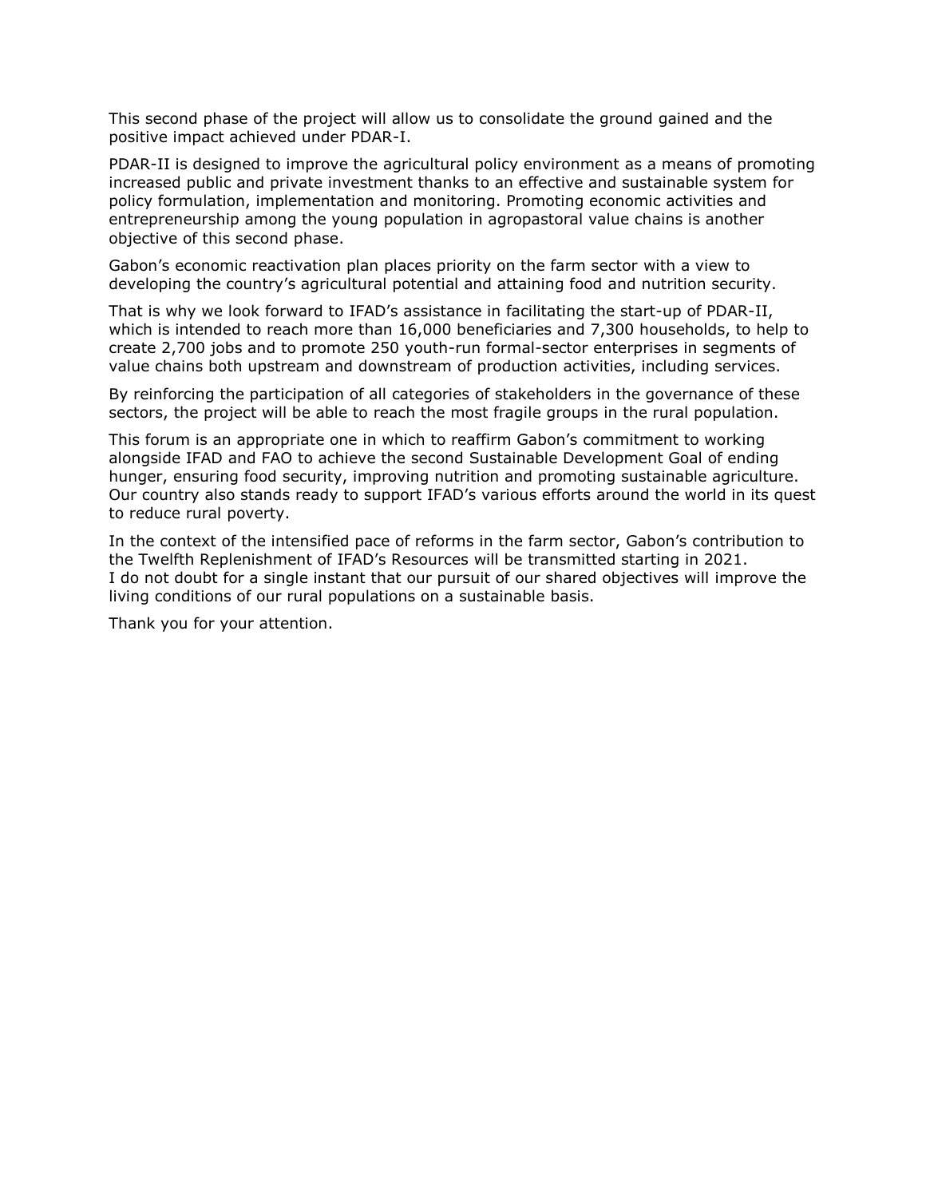This second phase of the project will allow us to consolidate the ground gained and the positive impact achieved under PDAR-I.

PDAR-II is designed to improve the agricultural policy environment as a means of promoting increased public and private investment thanks to an effective and sustainable system for policy formulation, implementation and monitoring. Promoting economic activities and entrepreneurship among the young population in agropastoral value chains is another objective of this second phase.

Gabon's economic reactivation plan places priority on the farm sector with a view to developing the country's agricultural potential and attaining food and nutrition security.

That is why we look forward to IFAD's assistance in facilitating the start-up of PDAR-II, which is intended to reach more than 16,000 beneficiaries and 7,300 households, to help to create 2,700 jobs and to promote 250 youth-run formal-sector enterprises in segments of value chains both upstream and downstream of production activities, including services.

By reinforcing the participation of all categories of stakeholders in the governance of these sectors, the project will be able to reach the most fragile groups in the rural population.

This forum is an appropriate one in which to reaffirm Gabon's commitment to working alongside IFAD and FAO to achieve the second Sustainable Development Goal of ending hunger, ensuring food security, improving nutrition and promoting sustainable agriculture. Our country also stands ready to support IFAD's various efforts around the world in its quest to reduce rural poverty.

In the context of the intensified pace of reforms in the farm sector, Gabon's contribution to the Twelfth Replenishment of IFAD's Resources will be transmitted starting in 2021.
I do not doubt for a single instant that our pursuit of our shared objectives will improve the living conditions of our rural populations on a sustainable basis.

Thank you for your attention.